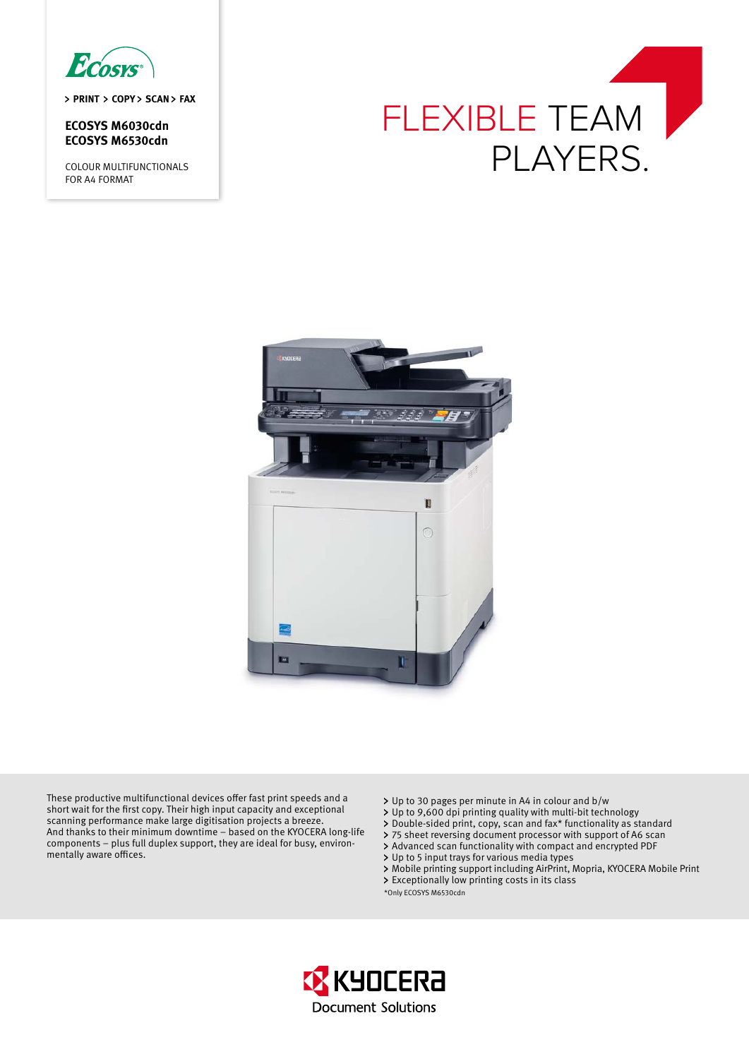> PRINT > COPY > SCAN > FAX

**ECOSYS M6030cdn**
**ECOSYS M6530cdn**

COLOUR MULTIFUNCTIONALS FOR A4 FORMAT

# FLEXIBLE TEAM PLAYERS.

These productive multifunctional devices offer fast print speeds and a short wait for the first copy. Their high input capacity and exceptional scanning performance make large digitisation projects a breeze. And thanks to their minimum downtime – based on the KYOCERA long-life components – plus full duplex support, they are ideal for busy, environmentally aware offices.

- Up to 30 pages per minute in A4 in colour and b/w
- Up to 9,600 dpi printing quality with multi-bit technology
- Double-sided print, copy, scan and fax* functionality as standard
- 75 sheet reversing document processor with support of A6 scan
- Advanced scan functionality with compact and encrypted PDF
- Up to 5 input trays for various media types
- Mobile printing support including AirPrint, Mopria, KYOCERA Mobile Print
- Exceptionally low printing costs in its class

*Only ECOSYS M6530cdn

KYOCERA Document Solutions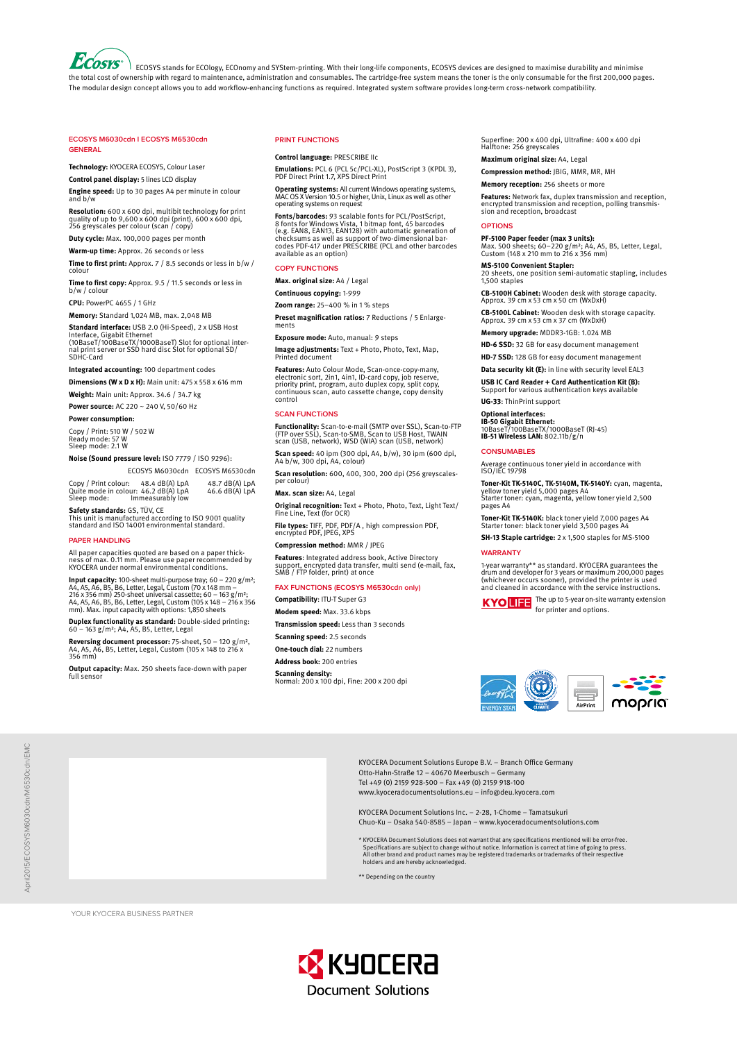ECOSYS ECOSYS stands for ECOlogy, ECOnomy and SYStem-printing. With their long-life components, ECOSYS devices are designed to maximise durability and minimise the total cost of ownership with regard to maintenance, administration and consumables. The cartridge-free system means the toner is the only consumable for the first 200,000 pages. The modular design concept allows you to add workflow-enhancing functions as required. Integrated system software provides long-term cross-network compatibility.

## ECOSYS M6030cdn I ECOSYS M6530cdn

### GENERAL

**Technology:** KYOCERA ECOSYS, Colour Laser

**Control panel display:** 5 lines LCD display

**Engine speed:** Up to 30 pages A4 per minute in colour and b/w

**Resolution:** 600 x 600 dpi, multibit technology for print quality of up to 9,600 x 600 dpi (print), 600 x 600 dpi, 256 greyscales per colour (scan / copy)

**Duty cycle:** Max. 100,000 pages per month

**Warm-up time:** Approx. 26 seconds or less

**Time to first print:** Approx. 7 / 8.5 seconds or less in b/w / colour

**Time to first copy:** Approx. 9.5 / 11.5 seconds or less in b/w / colour

**CPU:** PowerPC 465S / 1 GHz

**Memory:** Standard 1,024 MB, max. 2,048 MB

**Standard interface:** USB 2.0 (Hi-Speed), 2 x USB Host Interface, Gigabit Ethernet (10BaseT/100BaseTX/1000BaseT) Slot for optional internal print server or SSD hard disc Slot for optional SD/SDHC-Card

**Integrated accounting:** 100 department codes

**Dimensions (W x D x H):** Main unit: 475 x 558 x 616 mm

**Weight:** Main unit: Approx. 34.6 / 34.7 kg

**Power source:** AC 220 ~ 240 V, 50/60 Hz

**Power consumption:**

Copy / Print: 510 W / 502 W
Ready mode: 57 W
Sleep mode: 2.1 W

**Noise (Sound pressure level:** ISO 7779 / ISO 9296):

| | ECOSYS M6030cdn | ECOSYS M6530cdn |
|---|---|---|
| Copy / Print colour: | 48.4 dB(A) LpA | 48.7 dB(A) LpA |
| Quite mode in colour: | 46.2 dB(A) LpA | 46.6 dB(A) LpA |
| Sleep mode: | Immeasurably low | |

**Safety standards:** GS, TÜV, CE
This unit is manufactured according to ISO 9001 quality standard and ISO 14001 environmental standard.

### PAPER HANDLING

All paper capacities quoted are based on a paper thickness of max. 0.11 mm. Please use paper recommended by KYOCERA under normal environmental conditions.

**Input capacity:** 100-sheet multi-purpose tray; 60 – 220 g/m²; A4, A5, A6, B5, B6, Letter, Legal, Custom (70 x 148 mm – 216 x 356 mm) 250-sheet universal cassette; 60 – 163 g/m²; A4, A5, A6, B5, B6, Letter, Legal, Custom (105 x 148 – 216 x 356 mm). Max. input capacity with options: 1,850 sheets

**Duplex functionality as standard:** Double-sided printing: 60 – 163 g/m²; A4, A5, B5, Letter, Legal

**Reversing document processor:** 75-sheet, 50 – 120 g/m², A4, A5, A6, B5, Letter, Legal, Custom (105 x 148 to 216 x 356 mm)

**Output capacity:** Max. 250 sheets face-down with paper full sensor

### PRINT FUNCTIONS

**Control language:** PRESCRIBE IIc

**Emulations:** PCL 6 (PCL 5c/PCL-XL), PostScript 3 (KPDL 3), PDF Direct Print 1.7, XPS Direct Print

**Operating systems:** All current Windows operating systems, MAC OS X Version 10.5 or higher, Unix, Linux as well as other operating systems on request

**Fonts/barcodes:** 93 scalable fonts for PCL/PostScript, 8 fonts for Windows Vista, 1 bitmap font, 45 barcodes (e.g. EAN8, EAN13, EAN128) with automatic generation of checksums as well as support of two-dimensional barcodes PDF-417 under PRESCRIBE (PCL and other barcodes available as an option)

### COPY FUNCTIONS

**Max. original size:** A4 / Legal

**Continuous copying:** 1-999

**Zoom range:** 25–400 % in 1 % steps

**Preset magnification ratios:** 7 Reductions / 5 Enlargements

**Exposure mode:** Auto, manual: 9 steps

**Image adjustments:** Text + Photo, Photo, Text, Map, Printed document

**Features:** Auto Colour Mode, Scan-once-copy-many, electronic sort, 2in1, 4in1, ID-card copy, job reserve, priority print, program, auto duplex copy, split copy, continuous scan, auto cassette change, copy density control

### SCAN FUNCTIONS

**Functionality:** Scan-to-e-mail (SMTP over SSL), Scan-to-FTP (FTP over SSL), Scan-to-SMB, Scan to USB Host, TWAIN scan (USB, network), WSD (WIA) scan (USB, network)

**Scan speed:** 40 ipm (300 dpi, A4, b/w), 30 ipm (600 dpi, A4 b/w, 300 dpi, A4, colour)

**Scan resolution:** 600, 400, 300, 200 dpi (256 greyscales-per colour)

**Max. scan size:** A4, Legal

**Original recognition:** Text + Photo, Photo, Text, Light Text/Fine Line, Text (for OCR)

**File types:** TIFF, PDF, PDF/A , high compression PDF, encrypted PDF, JPEG, XPS

**Compression method:** MMR / JPEG

**Features**: Integrated address book, Active Directory support, encrypted data transfer, multi send (e-mail, fax, SMB / FTP folder, print) at once

### FAX FUNCTIONS (ECOSYS M6530cdn only)

**Compatibility**: ITU-T Super G3

**Modem speed:** Max. 33.6 kbps

**Transmission speed:** Less than 3 seconds

**Scanning speed:** 2.5 seconds

**One-touch dial:** 22 numbers

**Address book:** 200 entries

**Scanning density:**
Normal: 200 x 100 dpi, Fine: 200 x 200 dpi
Superfine: 200 x 400 dpi, Ultrafine: 400 x 400 dpi
Halftone: 256 greyscales

**Maximum original size:** A4, Legal

**Compression method:** JBIG, MMR, MR, MH

**Memory reception:** 256 sheets or more

**Features:** Network fax, duplex transmission and reception, encrypted transmission and reception, polling transmission and reception, broadcast

### OPTIONS

**PF-5100 Paper feeder (max 3 units):**
Max. 500 sheets; 60–220 g/m²; A4, A5, B5, Letter, Legal, Custom (148 x 210 mm to 216 x 356 mm)

**MS-5100 Convenient Stapler:**
20 sheets, one position semi-automatic stapling, includes 1,500 staples

**CB-5100H Cabinet:** Wooden desk with storage capacity. Approx. 39 cm x 53 cm x 50 cm (WxDxH)

**CB-5100L Cabinet:** Wooden desk with storage capacity. Approx. 39 cm x 53 cm x 37 cm (WxDxH)

**Memory upgrade:** MDDR3-1GB: 1.024 MB

**HD-6 SSD:** 32 GB for easy document management

**HD-7 SSD:** 128 GB for easy document management

**Data security kit (E):** in line with security level EAL3

**USB IC Card Reader + Card Authentication Kit (B):** Support for various authentication keys available

**UG-33**: ThinPrint support

**Optional interfaces:**
**IB-50 Gigabit Ethernet:** 10BaseT/100BaseTX/1000BaseT (RJ-45)
**IB-51 Wireless LAN:** 802.11b/g/n

### CONSUMABLES

Average continuous toner yield in accordance with ISO/IEC 19798

**Toner-Kit TK-5140C, TK-5140M, TK-5140Y:** cyan, magenta, yellow toner yield 5,000 pages A4
Starter toner: cyan, magenta, yellow toner yield 2,500 pages A4

**Toner-Kit TK-5140K:** black toner yield 7,000 pages A4
Starter toner: black toner yield 3,500 pages A4

**SH-13 Staple cartridge:** 2 x 1,500 staples for MS-5100

### WARRANTY

1-year warranty** as standard. KYOCERA guarantees the drum and developer for 3 years or maximum 200,000 pages (whichever occurs sooner), provided the printer is used and cleaned in accordance with the service instructions.

KYOLIFE The up to 5-year on-site warranty extension for printer and options.

ENERGY STAR · THE BLUE ANGEL · AirPrint · mopria

KYOCERA Document Solutions Europe B.V. – Branch Office Germany
Otto-Hahn-Straße 12 – 40670 Meerbusch – Germany
Tel +49 (0) 2159 928-500 – Fax +49 (0) 2159 918-100
www.kyoceradocumentsolutions.eu – info@deu.kyocera.com

KYOCERA Document Solutions Inc. – 2-28, 1-Chome – Tamatsukuri
Chuo-Ku – Osaka 540-8585 – Japan – www.kyoceradocumentsolutions.com

* KYOCERA Document Solutions does not warrant that any specifications mentioned will be error-free. Specifications are subject to change without notice. Information is correct at time of going to press. All other brand and product names may be registered trademarks or trademarks of their respective holders and are hereby acknowledged.

** Depending on the country

April2015/ECOSYSM6030cdn/M6530cdn/EMC

YOUR KYOCERA BUSINESS PARTNER

KYOCERA Document Solutions